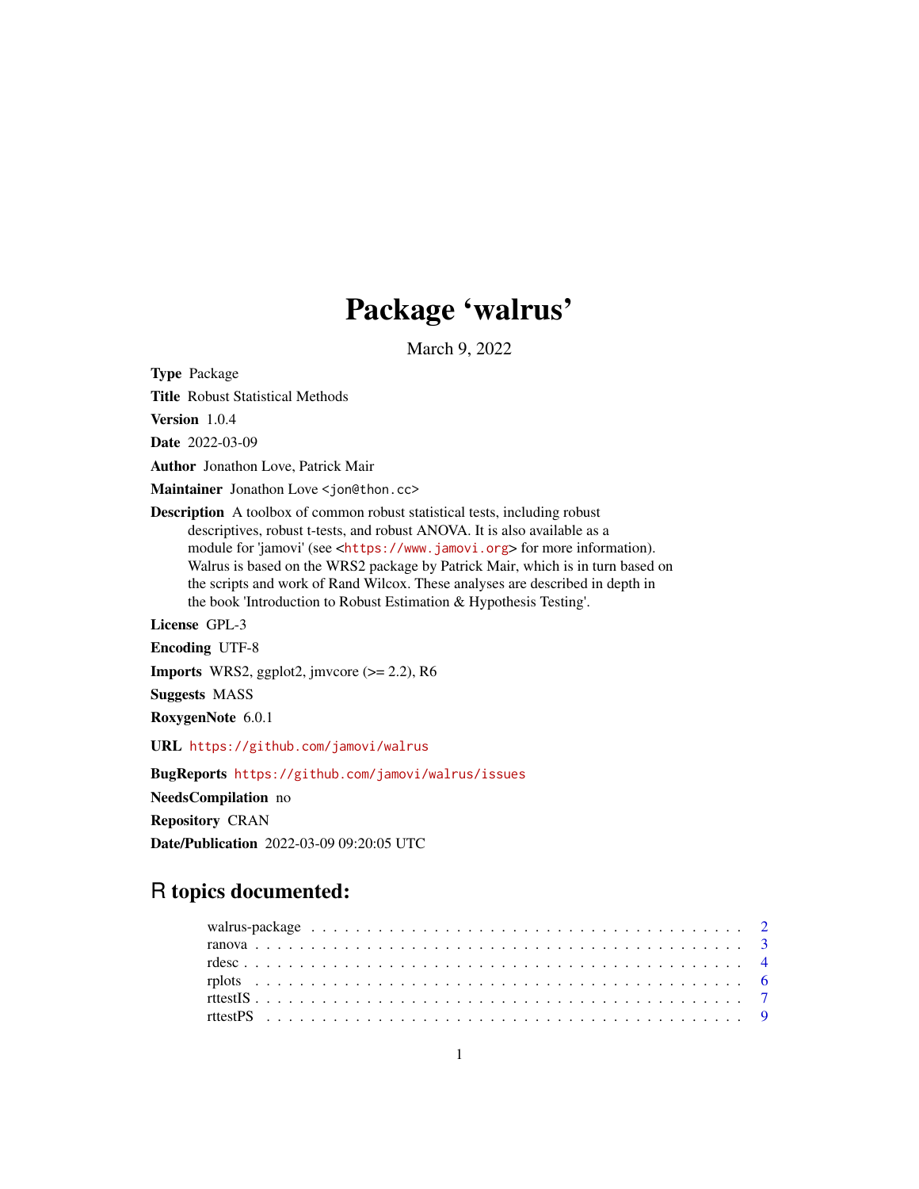# Package 'walrus'

March 9, 2022

**Type** Package

**Title** Robust Statistical Methods

**Version** 1.0.4

**Date** 2022-03-09

**Author** Jonathon Love, Patrick Mair

**Maintainer** Jonathon Love <jon@thon.cc>

**Description** A toolbox of common robust statistical tests, including robust descriptives, robust t-tests, and robust ANOVA. It is also available as a module for 'jamovi' (see <https://www.jamovi.org> for more information). Walrus is based on the WRS2 package by Patrick Mair, which is in turn based on the scripts and work of Rand Wilcox. These analyses are described in depth in the book 'Introduction to Robust Estimation & Hypothesis Testing'.

**License** GPL-3

**Encoding** UTF-8

**Imports** WRS2, ggplot2, jmvcore (>= 2.2), R6

**Suggests** MASS

**RoxygenNote** 6.0.1

**URL** https://github.com/jamovi/walrus

**BugReports** https://github.com/jamovi/walrus/issues

**NeedsCompilation** no

**Repository** CRAN

**Date/Publication** 2022-03-09 09:20:05 UTC

## R topics documented:

- walrus-package . . . . . . . . . . 2
- ranova . . . . . . . . . . 3
- rdesc . . . . . . . . . . 4
- rplots . . . . . . . . . . 6
- rttestIS . . . . . . . . . . 7
- rttestPS . . . . . . . . . . 9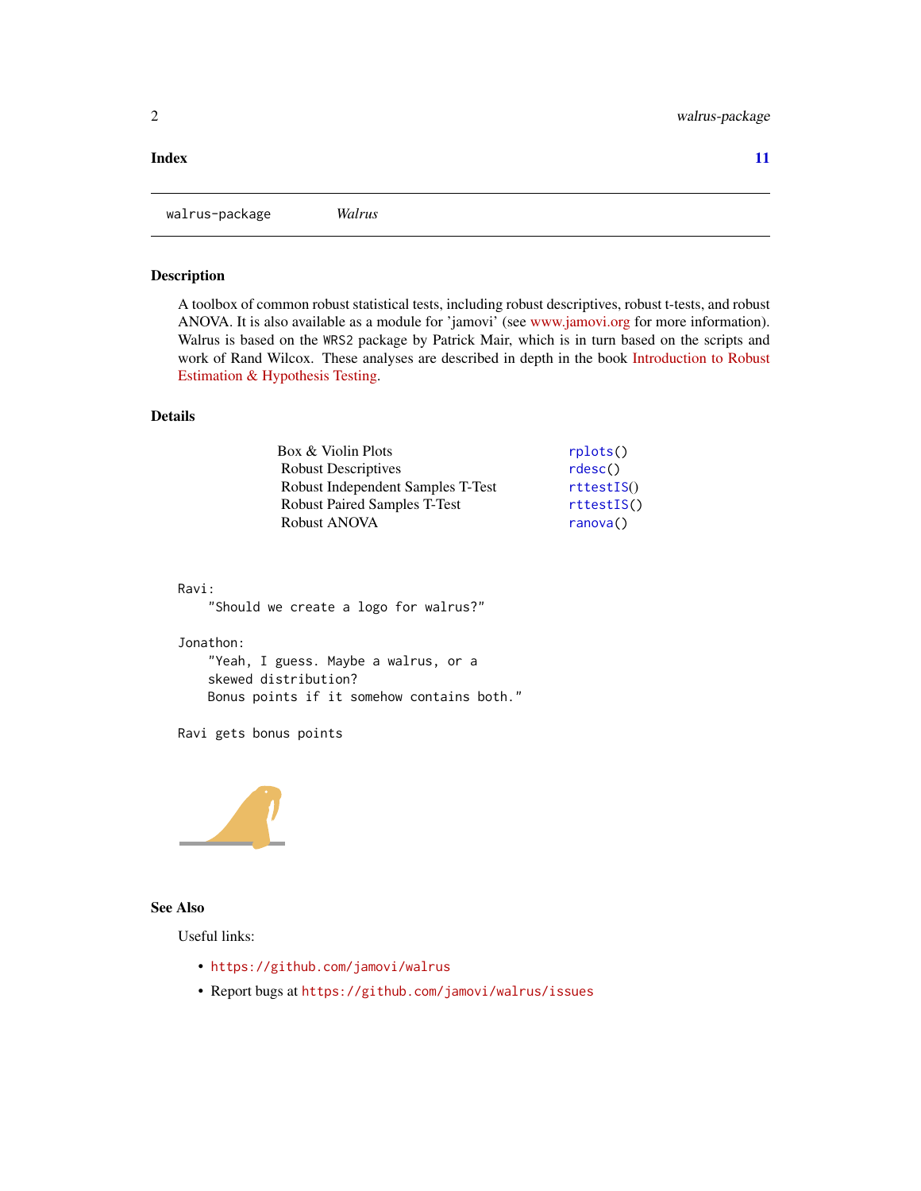**Index** **11**

---

walrus-package *Walrus*

---

## Description

A toolbox of common robust statistical tests, including robust descriptives, robust t-tests, and robust ANOVA. It is also available as a module for 'jamovi' (see www.jamovi.org for more information). Walrus is based on the WRS2 package by Patrick Mair, which is in turn based on the scripts and work of Rand Wilcox. These analyses are described in depth in the book Introduction to Robust Estimation & Hypothesis Testing.

## Details

| | |
|---|---|
| Box & Violin Plots | `rplots()` |
| Robust Descriptives | `rdesc()` |
| Robust Independent Samples T-Test | `rttestIS()` |
| Robust Paired Samples T-Test | `rttestIS()` |
| Robust ANOVA | `ranova()` |

```
Ravi:
    "Should we create a logo for walrus?"

Jonathon:
    "Yeah, I guess. Maybe a walrus, or a
    skewed distribution?
    Bonus points if it somehow contains both."

Ravi gets bonus points
```

## See Also

Useful links:

- https://github.com/jamovi/walrus
- Report bugs at https://github.com/jamovi/walrus/issues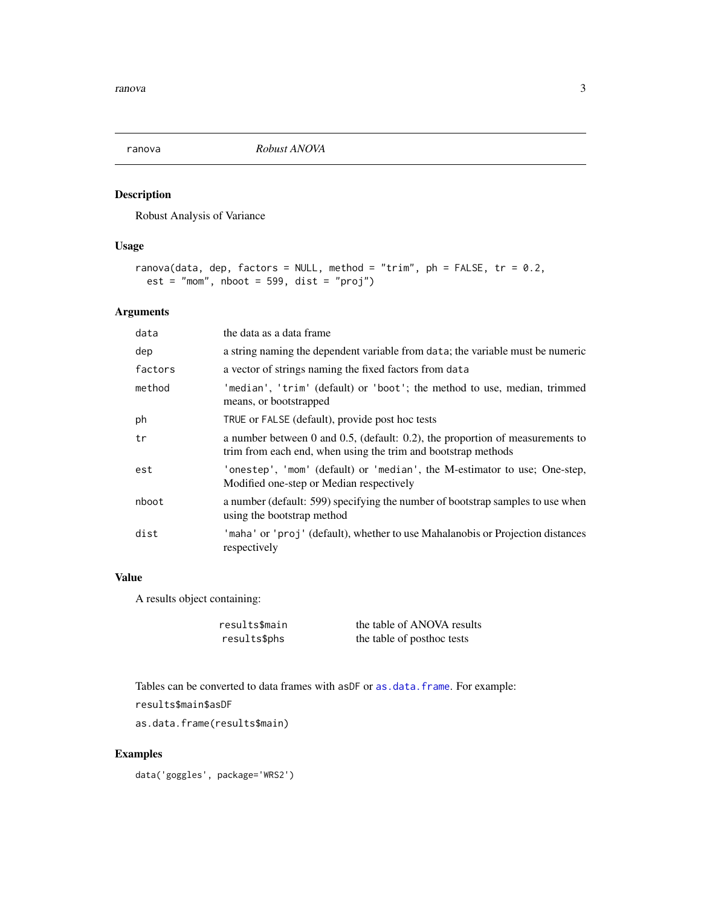## ranova — *Robust ANOVA*

### Description

Robust Analysis of Variance

### Usage

```
ranova(data, dep, factors = NULL, method = "trim", ph = FALSE, tr = 0.2,
  est = "mom", nboot = 599, dist = "proj")
```

### Arguments

| | |
|---|---|
| `data` | the data as a data frame |
| `dep` | a string naming the dependent variable from `data`; the variable must be numeric |
| `factors` | a vector of strings naming the fixed factors from `data` |
| `method` | `'median'`, `'trim'` (default) or `'boot'`; the method to use, median, trimmed means, or bootstrapped |
| `ph` | `TRUE` or `FALSE` (default), provide post hoc tests |
| `tr` | a number between 0 and 0.5, (default: 0.2), the proportion of measurements to trim from each end, when using the trim and bootstrap methods |
| `est` | `'onestep'`, `'mom'` (default) or `'median'`, the M-estimator to use; One-step, Modified one-step or Median respectively |
| `nboot` | a number (default: 599) specifying the number of bootstrap samples to use when using the bootstrap method |
| `dist` | `'maha'` or `'proj'` (default), whether to use Mahalanobis or Projection distances respectively |

### Value

A results object containing:

| | |
|---|---|
| `results$main` | the table of ANOVA results |
| `results$phs` | the table of posthoc tests |

Tables can be converted to data frames with `asDF` or `as.data.frame`. For example:

`results$main$asDF`

`as.data.frame(results$main)`

### Examples

```
data('goggles', package='WRS2')
```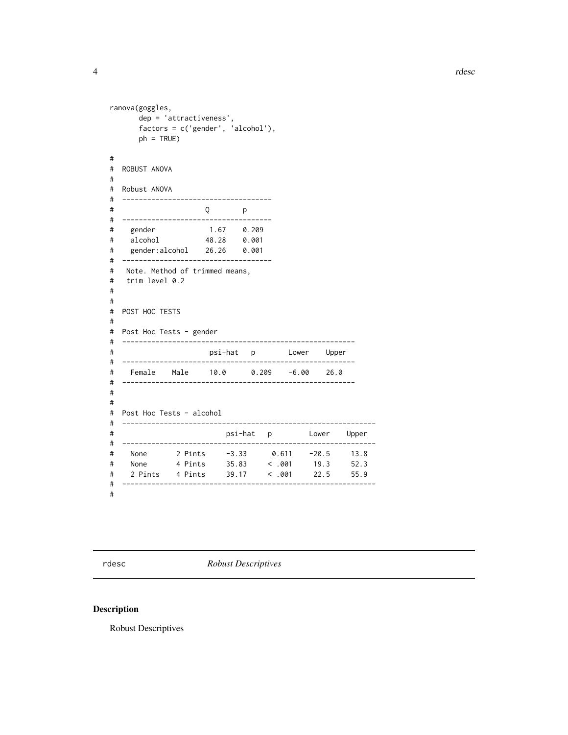```
ranova(goggles,
       dep = 'attractiveness',
       factors = c('gender', 'alcohol'),
       ph = TRUE)

#
#  ROBUST ANOVA
#
#  Robust ANOVA
#  ------------------------------------
#                     Q        p
#  ------------------------------------
#    gender            1.67    0.209
#    alcohol          48.28    0.001
#    gender:alcohol   26.26    0.001
#  ------------------------------------
#   Note. Method of trimmed means,
#   trim level 0.2
#
#
#  POST HOC TESTS
#
#  Post Hoc Tests - gender
#  ------------------------------------------------------
#                     psi-hat   p        Lower    Upper
#  ------------------------------------------------------
#    Female    Male     10.0      0.209    -6.00    26.0
#  ------------------------------------------------------
#
#
#  Post Hoc Tests - alcohol
#  ------------------------------------------------------------
#                          psi-hat   p         Lower    Upper
#  ------------------------------------------------------------
#    None      2 Pints     -3.33      0.611    -20.5     13.8
#    None      4 Pints     35.83     < .001     19.3     52.3
#    2 Pints   4 Pints     39.17     < .001     22.5     55.9
#  ------------------------------------------------------------
#
```

## rdesc *Robust Descriptives*

### Description

Robust Descriptives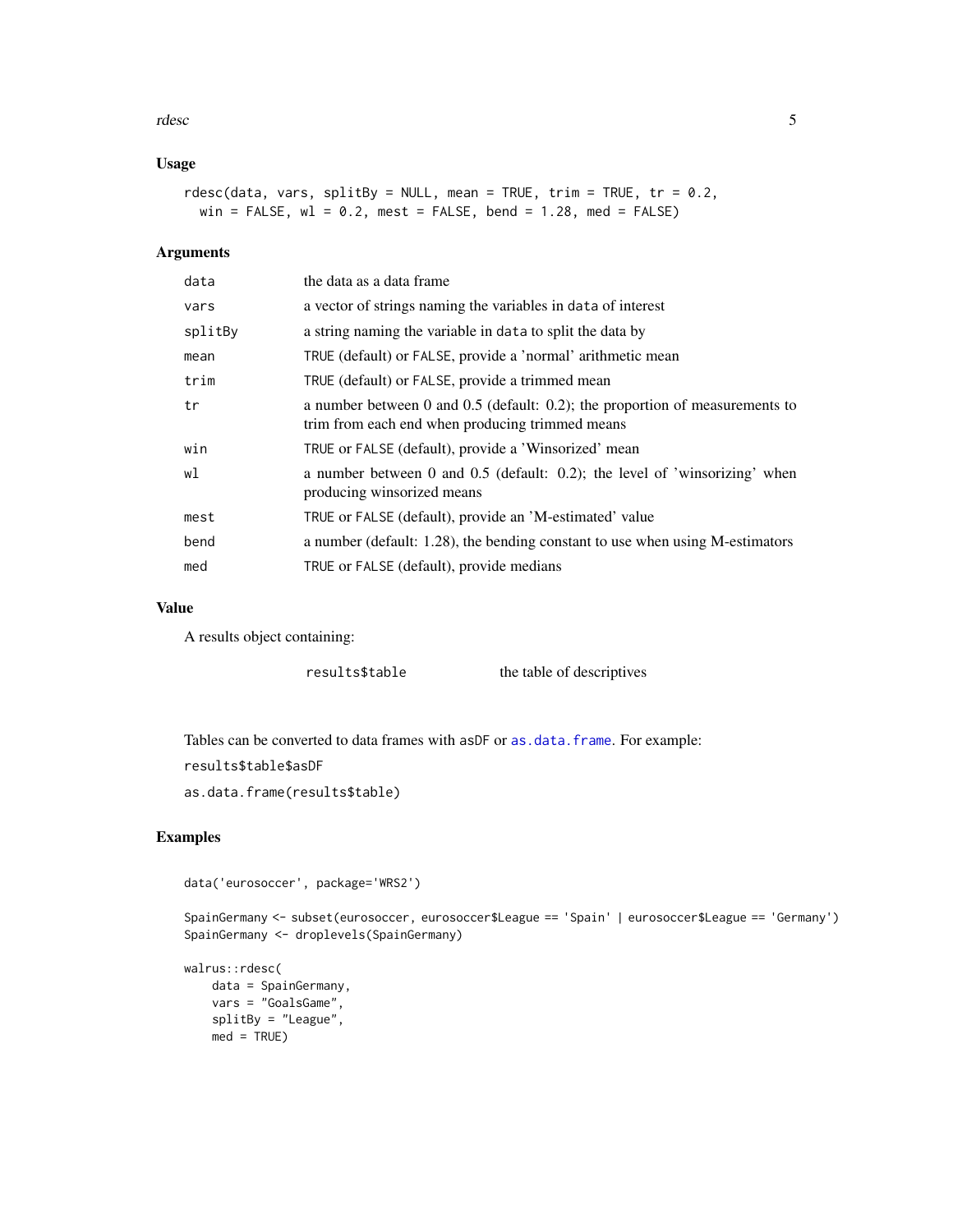### Usage

```
rdesc(data, vars, splitBy = NULL, mean = TRUE, trim = TRUE, tr = 0.2,
  win = FALSE, wl = 0.2, mest = FALSE, bend = 1.28, med = FALSE)
```

### Arguments

| | |
|---|---|
| `data` | the data as a data frame |
| `vars` | a vector of strings naming the variables in `data` of interest |
| `splitBy` | a string naming the variable in `data` to split the data by |
| `mean` | `TRUE` (default) or `FALSE`, provide a 'normal' arithmetic mean |
| `trim` | `TRUE` (default) or `FALSE`, provide a trimmed mean |
| `tr` | a number between 0 and 0.5 (default: 0.2); the proportion of measurements to trim from each end when producing trimmed means |
| `win` | `TRUE` or `FALSE` (default), provide a 'Winsorized' mean |
| `wl` | a number between 0 and 0.5 (default: 0.2); the level of 'winsorizing' when producing winsorized means |
| `mest` | `TRUE` or `FALSE` (default), provide an 'M-estimated' value |
| `bend` | a number (default: 1.28), the bending constant to use when using M-estimators |
| `med` | `TRUE` or `FALSE` (default), provide medians |

### Value

A results object containing:

| | |
|---|---|
| `results$table` | the table of descriptives |

Tables can be converted to data frames with `asDF` or `as.data.frame`. For example:

`results$table$asDF`

`as.data.frame(results$table)`

### Examples

```
data('eurosoccer', package='WRS2')

SpainGermany <- subset(eurosoccer, eurosoccer$League == 'Spain' | eurosoccer$League == 'Germany')
SpainGermany <- droplevels(SpainGermany)

walrus::rdesc(
    data = SpainGermany,
    vars = "GoalsGame",
    splitBy = "League",
    med = TRUE)
```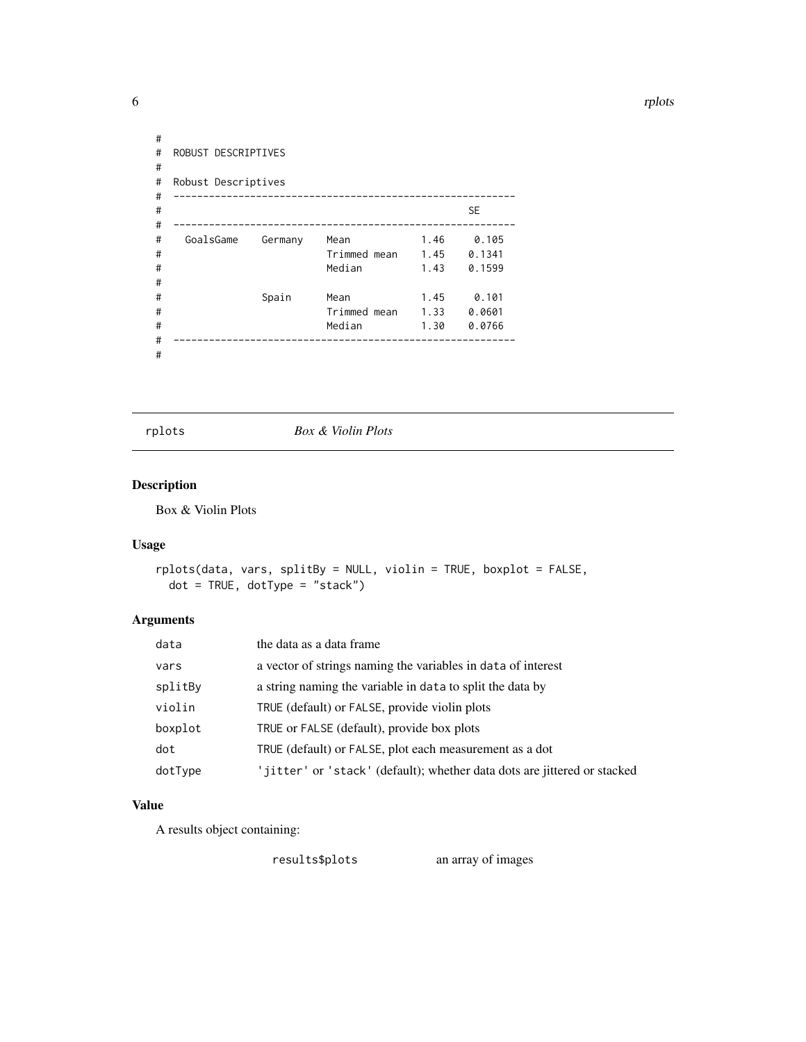```
#
#  ROBUST DESCRIPTIVES
#
#  Robust Descriptives
#  ---------------------------------------------------------
#                                                 SE
#  ---------------------------------------------------------
#    GoalsGame    Germany    Mean            1.46     0.105
#                            Trimmed mean    1.45    0.1341
#                            Median          1.43    0.1599
#
#                 Spain      Mean            1.45     0.101
#                            Trimmed mean    1.33    0.0601
#                            Median          1.30    0.0766
#  ---------------------------------------------------------
#
```

## rplots *Box & Violin Plots*

### Description

Box & Violin Plots

### Usage

```
rplots(data, vars, splitBy = NULL, violin = TRUE, boxplot = FALSE,
  dot = TRUE, dotType = "stack")
```

### Arguments

| | |
|---|---|
| data | the data as a data frame |
| vars | a vector of strings naming the variables in data of interest |
| splitBy | a string naming the variable in data to split the data by |
| violin | TRUE (default) or FALSE, provide violin plots |
| boxplot | TRUE or FALSE (default), provide box plots |
| dot | TRUE (default) or FALSE, plot each measurement as a dot |
| dotType | 'jitter' or 'stack' (default); whether data dots are jittered or stacked |

### Value

A results object containing:

| | |
|---|---|
| results$plots | an array of images |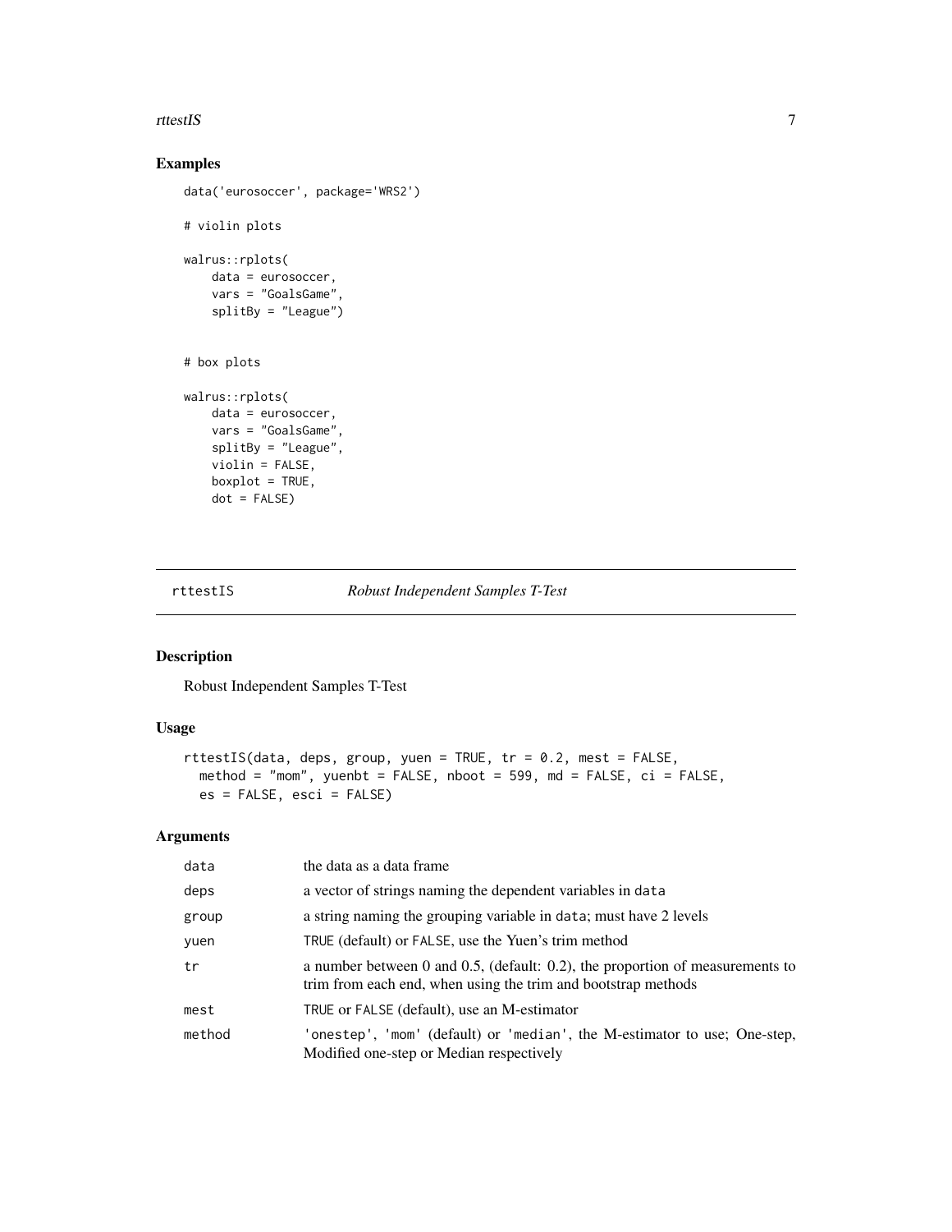## Examples

```
data('eurosoccer', package='WRS2')

# violin plots

walrus::rplots(
    data = eurosoccer,
    vars = "GoalsGame",
    splitBy = "League")


# box plots

walrus::rplots(
    data = eurosoccer,
    vars = "GoalsGame",
    splitBy = "League",
    violin = FALSE,
    boxplot = TRUE,
    dot = FALSE)
```

---

# rttestIS — *Robust Independent Samples T-Test*

## Description

Robust Independent Samples T-Test

## Usage

```
rttestIS(data, deps, group, yuen = TRUE, tr = 0.2, mest = FALSE,
  method = "mom", yuenbt = FALSE, nboot = 599, md = FALSE, ci = FALSE,
  es = FALSE, esci = FALSE)
```

## Arguments

| | |
|---|---|
| `data` | the data as a data frame |
| `deps` | a vector of strings naming the dependent variables in `data` |
| `group` | a string naming the grouping variable in `data`; must have 2 levels |
| `yuen` | `TRUE` (default) or `FALSE`, use the Yuen's trim method |
| `tr` | a number between 0 and 0.5, (default: 0.2), the proportion of measurements to trim from each end, when using the trim and bootstrap methods |
| `mest` | `TRUE` or `FALSE` (default), use an M-estimator |
| `method` | `'onestep'`, `'mom'` (default) or `'median'`, the M-estimator to use; One-step, Modified one-step or Median respectively |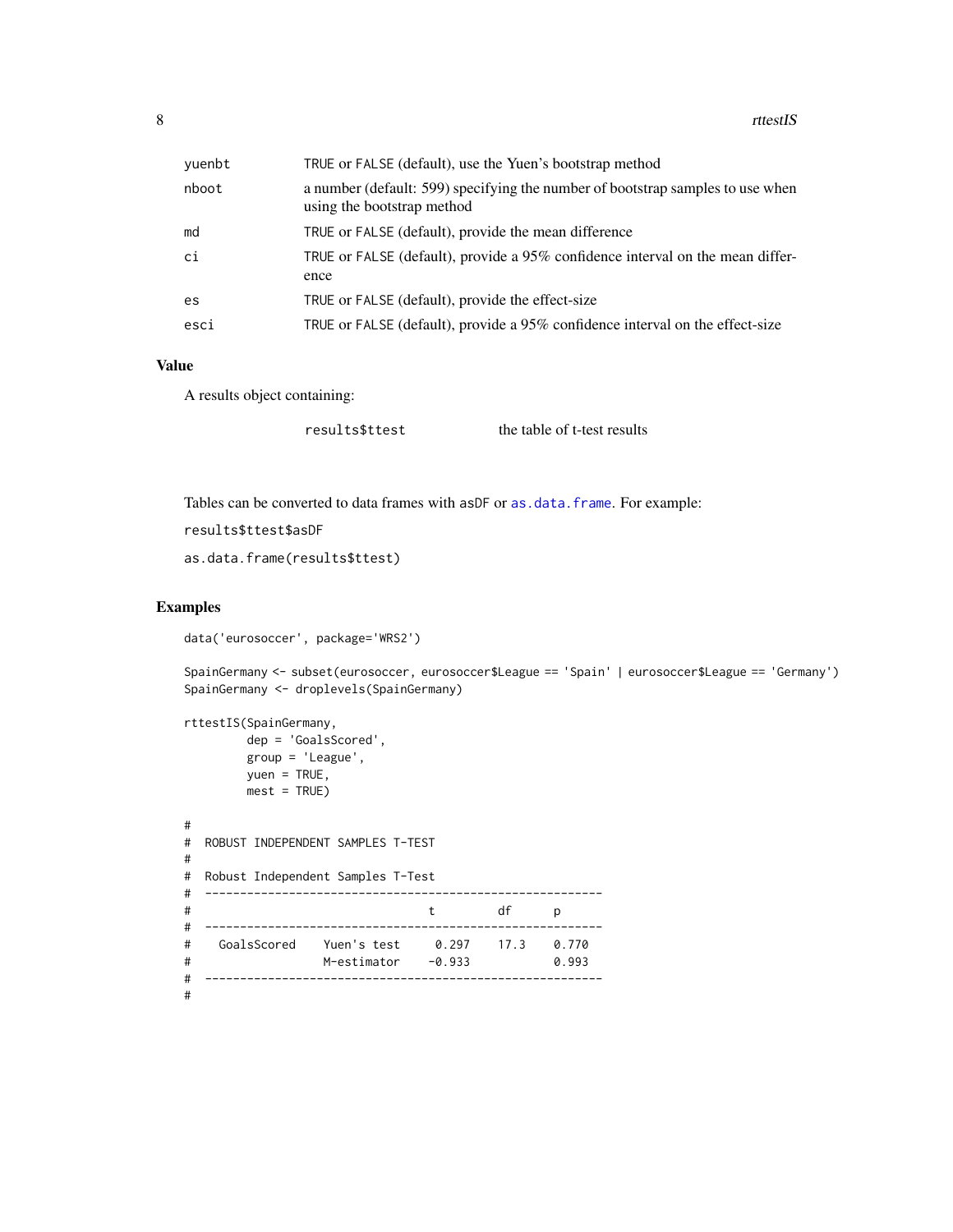| | |
|---|---|
| yuenbt | TRUE or FALSE (default), use the Yuen's bootstrap method |
| nboot | a number (default: 599) specifying the number of bootstrap samples to use when using the bootstrap method |
| md | TRUE or FALSE (default), provide the mean difference |
| ci | TRUE or FALSE (default), provide a 95% confidence interval on the mean difference |
| es | TRUE or FALSE (default), provide the effect-size |
| esci | TRUE or FALSE (default), provide a 95% confidence interval on the effect-size |

## Value

A results object containing:

| | |
|---|---|
| results$ttest | the table of t-test results |

Tables can be converted to data frames with asDF or as.data.frame. For example:

results$ttest$asDF

as.data.frame(results$ttest)

## Examples

```
data('eurosoccer', package='WRS2')

SpainGermany <- subset(eurosoccer, eurosoccer$League == 'Spain' | eurosoccer$League == 'Germany')
SpainGermany <- droplevels(SpainGermany)

rttestIS(SpainGermany,
         dep = 'GoalsScored',
         group = 'League',
         yuen = TRUE,
         mest = TRUE)

#
#  ROBUST INDEPENDENT SAMPLES T-TEST
#
#  Robust Independent Samples T-Test
#  ---------------------------------------------------------
#                                 t         df      p
#  ---------------------------------------------------------
#    GoalsScored    Yuen's test     0.297    17.3    0.770
#                   M-estimator    -0.933            0.993
#  ---------------------------------------------------------
#
```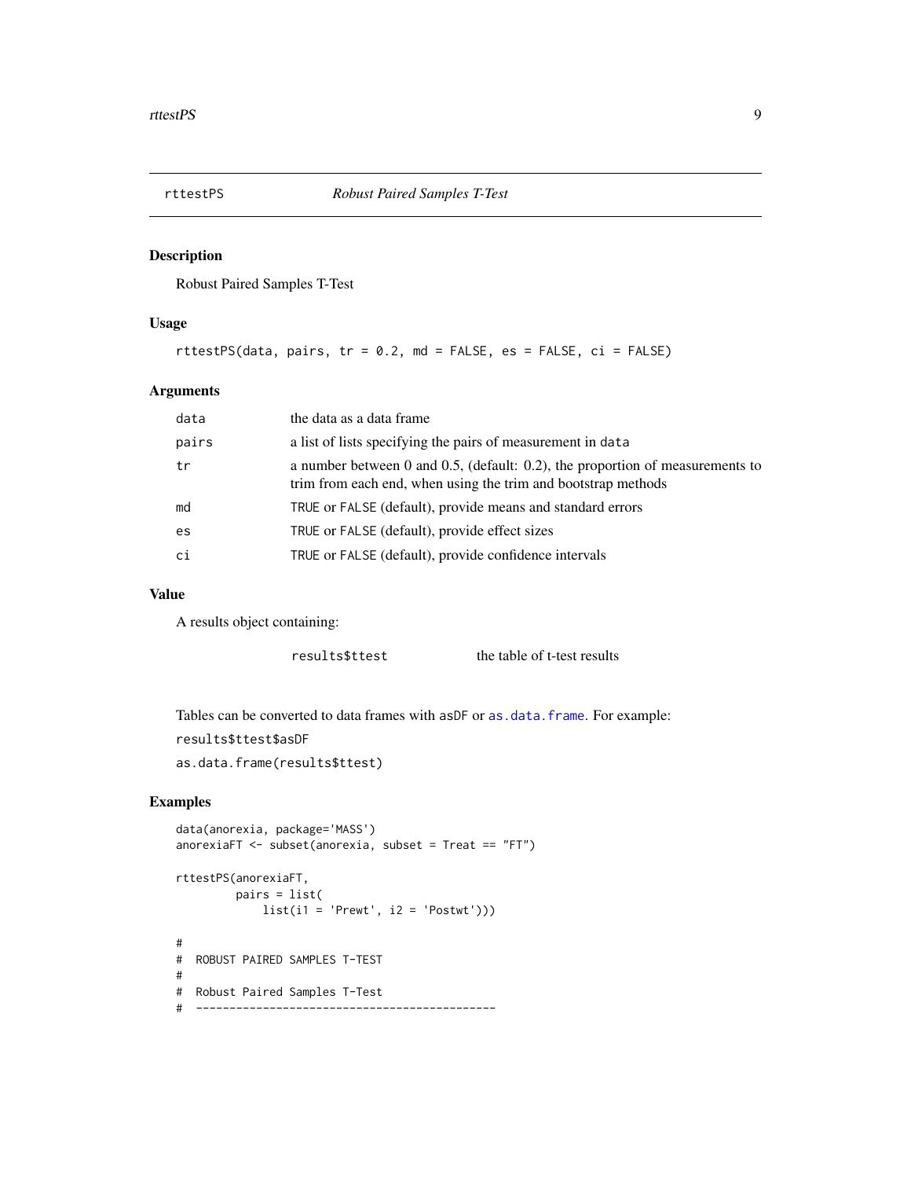## rttestPS — *Robust Paired Samples T-Test*

### Description

Robust Paired Samples T-Test

### Usage

```
rttestPS(data, pairs, tr = 0.2, md = FALSE, es = FALSE, ci = FALSE)
```

### Arguments

| | |
|---|---|
| `data` | the data as a data frame |
| `pairs` | a list of lists specifying the pairs of measurement in `data` |
| `tr` | a number between 0 and 0.5, (default: 0.2), the proportion of measurements to trim from each end, when using the trim and bootstrap methods |
| `md` | `TRUE` or `FALSE` (default), provide means and standard errors |
| `es` | `TRUE` or `FALSE` (default), provide effect sizes |
| `ci` | `TRUE` or `FALSE` (default), provide confidence intervals |

### Value

A results object containing:

| | |
|---|---|
| `results$ttest` | the table of t-test results |

Tables can be converted to data frames with `asDF` or `as.data.frame`. For example:

`results$ttest$asDF`

`as.data.frame(results$ttest)`

### Examples

```
data(anorexia, package='MASS')
anorexiaFT <- subset(anorexia, subset = Treat == "FT")

rttestPS(anorexiaFT,
         pairs = list(
             list(i1 = 'Prewt', i2 = 'Postwt')))

#
#  ROBUST PAIRED SAMPLES T-TEST
#
#  Robust Paired Samples T-Test
#  ---------------------------------------------
```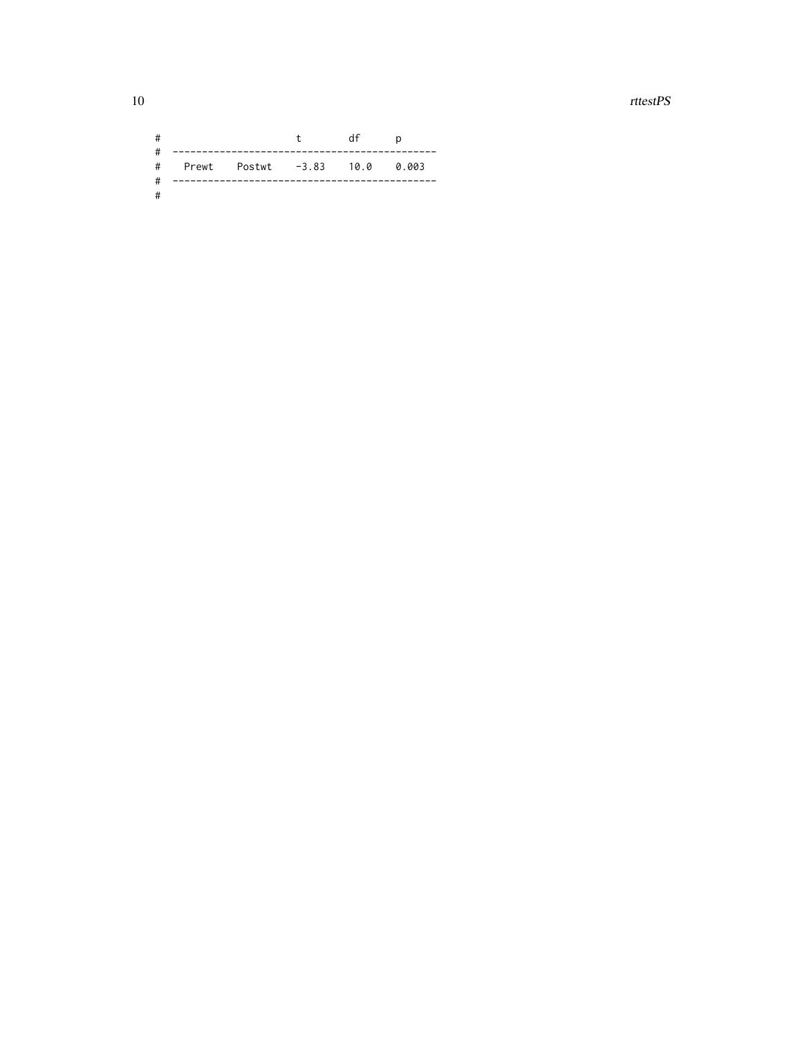```
#                        t       df      p
#  --------------------------------------------
#   Prewt   Postwt   -3.83    10.0    0.003
#  --------------------------------------------
#
```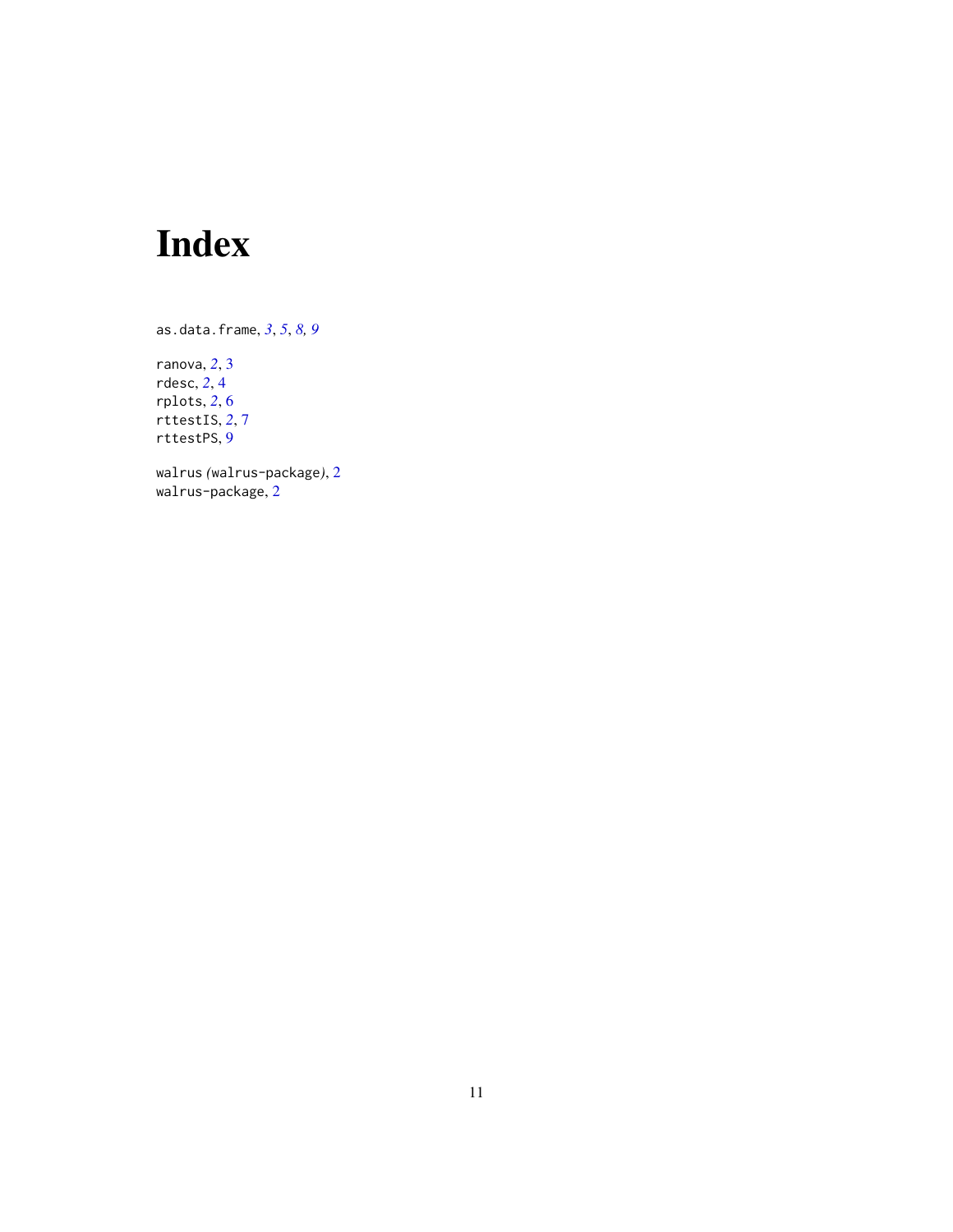# Index

as.data.frame, *3*, *5*, *8, 9*

ranova, *2*, 3
rdesc, *2*, 4
rplots, *2*, 6
rttestIS, *2*, 7
rttestPS, 9

walrus *(*walrus-package*)*, 2
walrus-package, 2